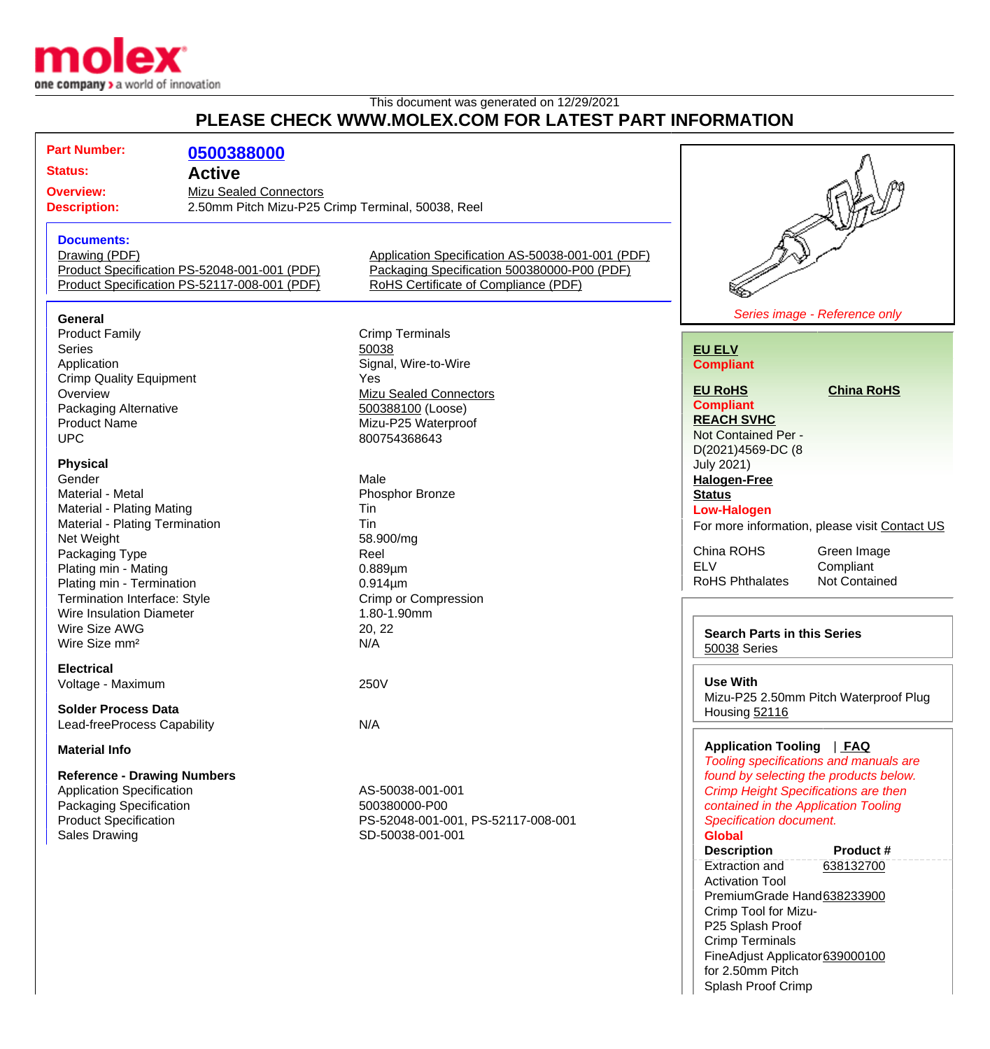This document was generated on 12/29/2021

## PLEASE CHECK WWW.MOLEX.COM FOR LATEST PART INFORMATION

| | |
|---|---|
| **Part Number:** | **0500388000** |
| **Status:** | **Active** |
| **Overview:** | Mizu Sealed Connectors |
| **Description:** | 2.50mm Pitch Mizu-P25 Crimp Terminal, 50038, Reel |

**Documents:**

- Drawing (PDF)
- Product Specification PS-52048-001-001 (PDF)
- Product Specification PS-52117-008-001 (PDF)
- Application Specification AS-50038-001-001 (PDF)
- Packaging Specification 500380000-P00 (PDF)
- RoHS Certificate of Compliance (PDF)

### General

| | |
|---|---|
| Product Family | Crimp Terminals |
| Series | 50038 |
| Application | Signal, Wire-to-Wire |
| Crimp Quality Equipment | Yes |
| Overview | Mizu Sealed Connectors |
| Packaging Alternative | 500388100 (Loose) |
| Product Name | Mizu-P25 Waterproof |
| UPC | 800754368643 |

### Physical

| | |
|---|---|
| Gender | Male |
| Material - Metal | Phosphor Bronze |
| Material - Plating Mating | Tin |
| Material - Plating Termination | Tin |
| Net Weight | 58.900/mg |
| Packaging Type | Reel |
| Plating min - Mating | 0.889µm |
| Plating min - Termination | 0.914µm |
| Termination Interface: Style | Crimp or Compression |
| Wire Insulation Diameter | 1.80-1.90mm |
| Wire Size AWG | 20, 22 |
| Wire Size mm² | N/A |

### Electrical

| | |
|---|---|
| Voltage - Maximum | 250V |

### Solder Process Data

| | |
|---|---|
| Lead-freeProcess Capability | N/A |

### Material Info

### Reference - Drawing Numbers

| | |
|---|---|
| Application Specification | AS-50038-001-001 |
| Packaging Specification | 500380000-P00 |
| Product Specification | PS-52048-001-001, PS-52117-008-001 |
| Sales Drawing | SD-50038-001-001 |

*Series image - Reference only*

**EU ELV**
**Compliant**

**EU RoHS** **China RoHS**
**Compliant**

**REACH SVHC**
Not Contained Per - D(2021)4569-DC (8 July 2021)

**Halogen-Free Status**
**Low-Halogen**

For more information, please visit Contact US

| | |
|---|---|
| China ROHS | Green Image |
| ELV | Compliant |
| RoHS Phthalates | Not Contained |

**Search Parts in this Series**
50038 Series

**Use With**
Mizu-P25 2.50mm Pitch Waterproof Plug Housing 52116

**Application Tooling** | **FAQ**

*Tooling specifications and manuals are found by selecting the products below.*
*Crimp Height Specifications are then contained in the Application Tooling Specification document.*

**Global**

| Description | Product # |
|---|---|
| Extraction and Activation Tool | 638132700 |
| PremiumGrade Hand Crimp Tool for Mizu-P25 Splash Proof Crimp Terminals | 638233900 |
| FineAdjust Applicator for 2.50mm Pitch Splash Proof Crimp | 639000100 |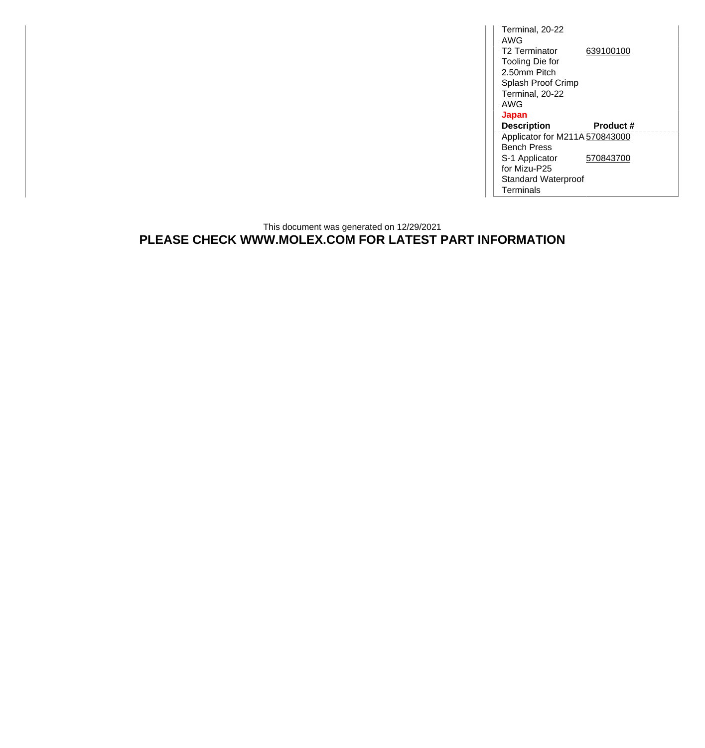| Description | Product # |
|---|---|
| Terminal, 20-22 AWG | |
| T2 Terminator Tooling Die for 2.50mm Pitch Splash Proof Crimp Terminal, 20-22 AWG | 639100100 |

**Japan**

| Description | Product # |
|---|---|
| Applicator for M211A Bench Press | 570843000 |
| S-1 Applicator for Mizu-P25 Standard Waterproof Terminals | 570843700 |

This document was generated on 12/29/2021

**PLEASE CHECK WWW.MOLEX.COM FOR LATEST PART INFORMATION**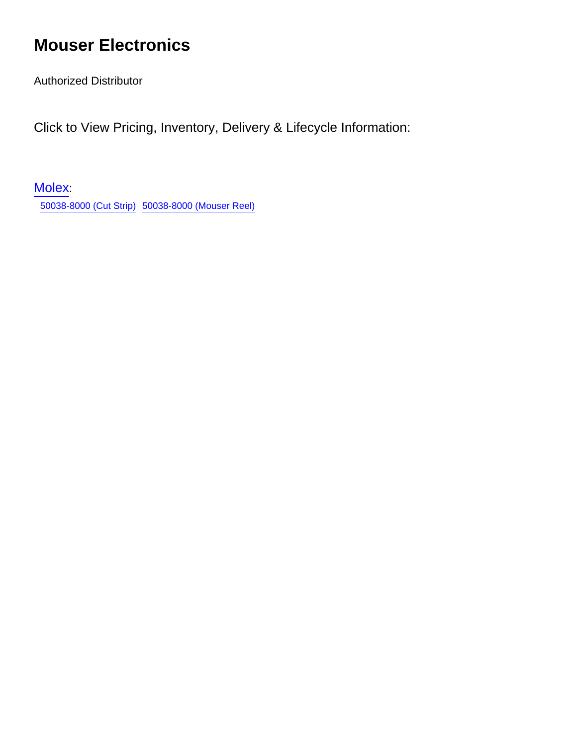# Mouser Electronics

Authorized Distributor

Click to View Pricing, Inventory, Delivery & Lifecycle Information:

Molex:

50038-8000 (Cut Strip) 50038-8000 (Mouser Reel)